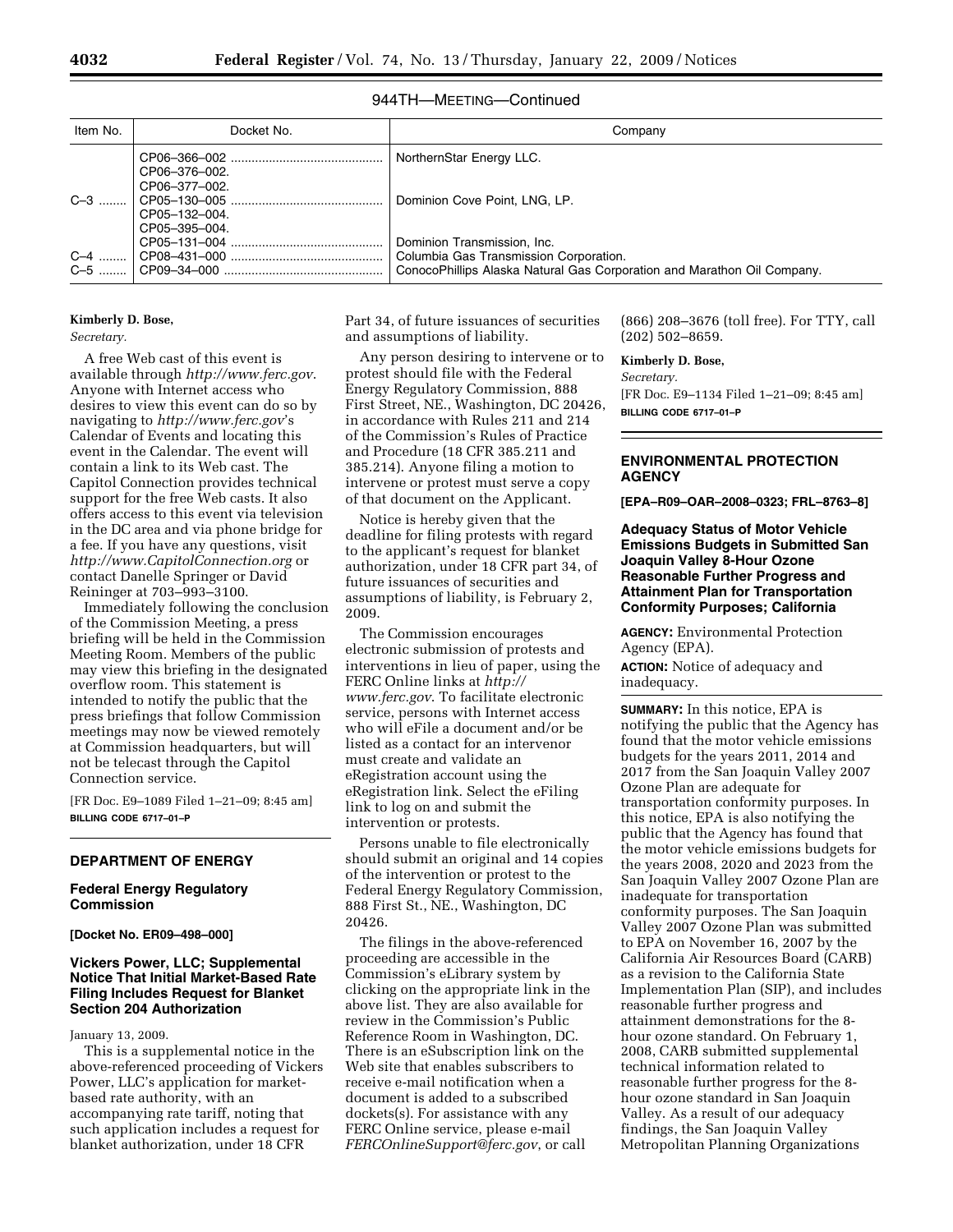944TH—MEETING—Continued

| Item No. | Docket No. | Company |
| --- | --- | --- |
| | CP06–366–002 | NorthernStar Energy LLC. |
| | CP06–376–002. | |
| | CP06–377–002. | |
| C–3 | CP05–130–005 | Dominion Cove Point, LNG, LP. |
| | CP05–132–004. | |
| | CP05–395–004. | |
| | CP05–131–004 | Dominion Transmission, Inc. |
| C–4 | CP08–431–000 | Columbia Gas Transmission Corporation. |
| C–5 | CP09–34–000 | ConocoPhillips Alaska Natural Gas Corporation and Marathon Oil Company. |

**Kimberly D. Bose,**

*Secretary.*

A free Web cast of this event is available through *http://www.ferc.gov*. Anyone with Internet access who desires to view this event can do so by navigating to *http://www.ferc.gov*'s Calendar of Events and locating this event in the Calendar. The event will contain a link to its Web cast. The Capitol Connection provides technical support for the free Web casts. It also offers access to this event via television in the DC area and via phone bridge for a fee. If you have any questions, visit *http://www.CapitolConnection.org* or contact Danelle Springer or David Reininger at 703–993–3100.

Immediately following the conclusion of the Commission Meeting, a press briefing will be held in the Commission Meeting Room. Members of the public may view this briefing in the designated overflow room. This statement is intended to notify the public that the press briefings that follow Commission meetings may now be viewed remotely at Commission headquarters, but will not be telecast through the Capitol Connection service.

[FR Doc. E9–1089 Filed 1–21–09; 8:45 am]

**BILLING CODE 6717–01–P**

## DEPARTMENT OF ENERGY

### Federal Energy Regulatory Commission

**[Docket No. ER09–498–000]**

### Vickers Power, LLC; Supplemental Notice That Initial Market-Based Rate Filing Includes Request for Blanket Section 204 Authorization

January 13, 2009.

This is a supplemental notice in the above-referenced proceeding of Vickers Power, LLC's application for market-based rate authority, with an accompanying rate tariff, noting that such application includes a request for blanket authorization, under 18 CFR Part 34, of future issuances of securities and assumptions of liability.

Any person desiring to intervene or to protest should file with the Federal Energy Regulatory Commission, 888 First Street, NE., Washington, DC 20426, in accordance with Rules 211 and 214 of the Commission's Rules of Practice and Procedure (18 CFR 385.211 and 385.214). Anyone filing a motion to intervene or protest must serve a copy of that document on the Applicant.

Notice is hereby given that the deadline for filing protests with regard to the applicant's request for blanket authorization, under 18 CFR part 34, of future issuances of securities and assumptions of liability, is February 2, 2009.

The Commission encourages electronic submission of protests and interventions in lieu of paper, using the FERC Online links at *http://www.ferc.gov*. To facilitate electronic service, persons with Internet access who will eFile a document and/or be listed as a contact for an intervenor must create and validate an eRegistration account using the eRegistration link. Select the eFiling link to log on and submit the intervention or protests.

Persons unable to file electronically should submit an original and 14 copies of the intervention or protest to the Federal Energy Regulatory Commission, 888 First St., NE., Washington, DC 20426.

The filings in the above-referenced proceeding are accessible in the Commission's eLibrary system by clicking on the appropriate link in the above list. They are also available for review in the Commission's Public Reference Room in Washington, DC. There is an eSubscription link on the Web site that enables subscribers to receive e-mail notification when a document is added to a subscribed dockets(s). For assistance with any FERC Online service, please e-mail *FERCOnlineSupport@ferc.gov*, or call (866) 208–3676 (toll free). For TTY, call (202) 502–8659.

**Kimberly D. Bose,**

*Secretary.*

[FR Doc. E9–1134 Filed 1–21–09; 8:45 am]

**BILLING CODE 6717–01–P**

## ENVIRONMENTAL PROTECTION AGENCY

**[EPA–R09–OAR–2008–0323; FRL–8763–8]**

### Adequacy Status of Motor Vehicle Emissions Budgets in Submitted San Joaquin Valley 8-Hour Ozone Reasonable Further Progress and Attainment Plan for Transportation Conformity Purposes; California

**AGENCY:** Environmental Protection Agency (EPA).

**ACTION:** Notice of adequacy and inadequacy.

**SUMMARY:** In this notice, EPA is notifying the public that the Agency has found that the motor vehicle emissions budgets for the years 2011, 2014 and 2017 from the San Joaquin Valley 2007 Ozone Plan are adequate for transportation conformity purposes. In this notice, EPA is also notifying the public that the Agency has found that the motor vehicle emissions budgets for the years 2008, 2020 and 2023 from the San Joaquin Valley 2007 Ozone Plan are inadequate for transportation conformity purposes. The San Joaquin Valley 2007 Ozone Plan was submitted to EPA on November 16, 2007 by the California Air Resources Board (CARB) as a revision to the California State Implementation Plan (SIP), and includes reasonable further progress and attainment demonstrations for the 8-hour ozone standard. On February 1, 2008, CARB submitted supplemental technical information related to reasonable further progress for the 8-hour ozone standard in San Joaquin Valley. As a result of our adequacy findings, the San Joaquin Valley Metropolitan Planning Organizations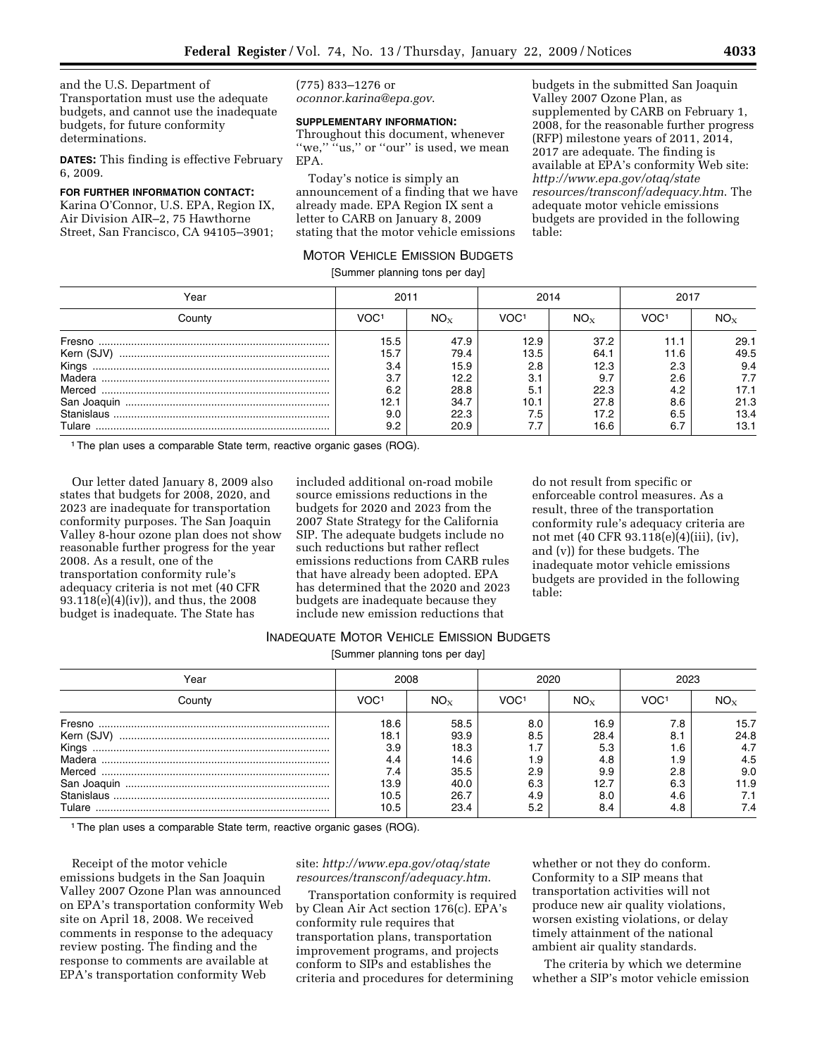and the U.S. Department of Transportation must use the adequate budgets, and cannot use the inadequate budgets, for future conformity determinations.

**DATES:** This finding is effective February 6, 2009.

**FOR FURTHER INFORMATION CONTACT:** Karina O'Connor, U.S. EPA, Region IX, Air Division AIR–2, 75 Hawthorne Street, San Francisco, CA 94105–3901; (775) 833–1276 or *oconnor.karina@epa.gov.*

**SUPPLEMENTARY INFORMATION:** Throughout this document, whenever "we," "us," or "our" is used, we mean EPA.

Today's notice is simply an announcement of a finding that we have already made. EPA Region IX sent a letter to CARB on January 8, 2009 stating that the motor vehicle emissions budgets in the submitted San Joaquin Valley 2007 Ozone Plan, as supplemented by CARB on February 1, 2008, for the reasonable further progress (RFP) milestone years of 2011, 2014, 2017 are adequate. The finding is available at EPA's conformity Web site: *http://www.epa.gov/otaq/stateresources/transconf/adequacy.htm.* The adequate motor vehicle emissions budgets are provided in the following table:

MOTOR VEHICLE EMISSION BUDGETS

[Summer planning tons per day]

| Year | 2011 | | 2014 | | 2017 | |
|---|---|---|---|---|---|---|
| County | VOC[1] | $NO_X$ | VOC[1] | $NO_X$ | VOC[1] | $NO_X$ |
| Fresno | 15.5 | 47.9 | 12.9 | 37.2 | 11.1 | 29.1 |
| Kern (SJV) | 15.7 | 79.4 | 13.5 | 64.1 | 11.6 | 49.5 |
| Kings | 3.4 | 15.9 | 2.8 | 12.3 | 2.3 | 9.4 |
| Madera | 3.7 | 12.2 | 3.1 | 9.7 | 2.6 | 7.7 |
| Merced | 6.2 | 28.8 | 5.1 | 22.3 | 4.2 | 17.1 |
| San Joaquin | 12.1 | 34.7 | 10.1 | 27.8 | 8.6 | 21.3 |
| Stanislaus | 9.0 | 22.3 | 7.5 | 17.2 | 6.5 | 13.4 |
| Tulare | 9.2 | 20.9 | 7.7 | 16.6 | 6.7 | 13.1 |

[1] The plan uses a comparable State term, reactive organic gases (ROG).

Our letter dated January 8, 2009 also states that budgets for 2008, 2020, and 2023 are inadequate for transportation conformity purposes. The San Joaquin Valley 8-hour ozone plan does not show reasonable further progress for the year 2008. As a result, one of the transportation conformity rule's adequacy criteria is not met (40 CFR 93.118(e)(4)(iv)), and thus, the 2008 budget is inadequate. The State has included additional on-road mobile source emissions reductions in the budgets for 2020 and 2023 from the 2007 State Strategy for the California SIP. The adequate budgets include no such reductions but rather reflect emissions reductions from CARB rules that have already been adopted. EPA has determined that the 2020 and 2023 budgets are inadequate because they include new emission reductions that do not result from specific or enforceable control measures. As a result, three of the transportation conformity rule's adequacy criteria are not met (40 CFR 93.118(e)(4)(iii), (iv), and (v)) for these budgets. The inadequate motor vehicle emissions budgets are provided in the following table:

INADEQUATE MOTOR VEHICLE EMISSION BUDGETS

[Summer planning tons per day]

| Year | 2008 | | 2020 | | 2023 | |
|---|---|---|---|---|---|---|
| County | VOC[1] | $NO_X$ | VOC[1] | $NO_X$ | VOC[1] | $NO_X$ |
| Fresno | 18.6 | 58.5 | 8.0 | 16.9 | 7.8 | 15.7 |
| Kern (SJV) | 18.1 | 93.9 | 8.5 | 28.4 | 8.1 | 24.8 |
| Kings | 3.9 | 18.3 | 1.7 | 5.3 | 1.6 | 4.7 |
| Madera | 4.4 | 14.6 | 1.9 | 4.8 | 1.9 | 4.5 |
| Merced | 7.4 | 35.5 | 2.9 | 9.9 | 2.8 | 9.0 |
| San Joaquin | 13.9 | 40.0 | 6.3 | 12.7 | 6.3 | 11.9 |
| Stanislaus | 10.5 | 26.7 | 4.9 | 8.0 | 4.6 | 7.1 |
| Tulare | 10.5 | 23.4 | 5.2 | 8.4 | 4.8 | 7.4 |

[1] The plan uses a comparable State term, reactive organic gases (ROG).

Receipt of the motor vehicle emissions budgets in the San Joaquin Valley 2007 Ozone Plan was announced on EPA's transportation conformity Web site on April 18, 2008. We received comments in response to the adequacy review posting. The finding and the response to comments are available at EPA's transportation conformity Web site: *http://www.epa.gov/otaq/stateresources/transconf/adequacy.htm.*

Transportation conformity is required by Clean Air Act section 176(c). EPA's conformity rule requires that transportation plans, transportation improvement programs, and projects conform to SIPs and establishes the criteria and procedures for determining whether or not they do conform. Conformity to a SIP means that transportation activities will not produce new air quality violations, worsen existing violations, or delay timely attainment of the national ambient air quality standards.

The criteria by which we determine whether a SIP's motor vehicle emission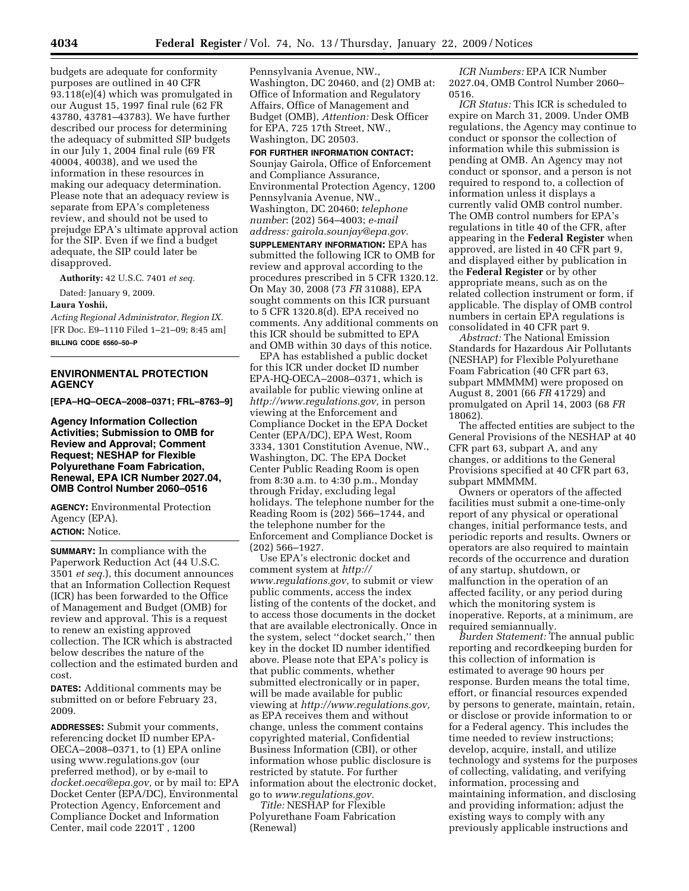budgets are adequate for conformity purposes are outlined in 40 CFR 93.118(e)(4) which was promulgated in our August 15, 1997 final rule (62 FR 43780, 43781–43783). We have further described our process for determining the adequacy of submitted SIP budgets in our July 1, 2004 final rule (69 FR 40004, 40038), and we used the information in these resources in making our adequacy determination. Please note that an adequacy review is separate from EPA's completeness review, and should not be used to prejudge EPA's ultimate approval action for the SIP. Even if we find a budget adequate, the SIP could later be disapproved.

**Authority:** 42 U.S.C. 7401 *et seq.*

Dated: January 9, 2009.

**Laura Yoshii,**

*Acting Regional Administrator, Region IX.*

[FR Doc. E9–1110 Filed 1–21–09; 8:45 am]

**BILLING CODE 6560–50–P**

## ENVIRONMENTAL PROTECTION AGENCY

**[EPA–HQ–OECA–2008–0371; FRL–8763–9]**

### Agency Information Collection Activities; Submission to OMB for Review and Approval; Comment Request; NESHAP for Flexible Polyurethane Foam Fabrication, Renewal, EPA ICR Number 2027.04, OMB Control Number 2060–0516

**AGENCY:** Environmental Protection Agency (EPA).

**ACTION:** Notice.

**SUMMARY:** In compliance with the Paperwork Reduction Act (44 U.S.C. 3501 *et seq.*), this document announces that an Information Collection Request (ICR) has been forwarded to the Office of Management and Budget (OMB) for review and approval. This is a request to renew an existing approved collection. The ICR which is abstracted below describes the nature of the collection and the estimated burden and cost.

**DATES:** Additional comments may be submitted on or before February 23, 2009.

**ADDRESSES:** Submit your comments, referencing docket ID number EPA-OECA–2008–0371, to (1) EPA online using www.regulations.gov (our preferred method), or by e-mail to *docket.oeca@epa.gov,* or by mail to: EPA Docket Center (EPA/DC), Environmental Protection Agency, Enforcement and Compliance Docket and Information Center, mail code 2201T , 1200 Pennsylvania Avenue, NW., Washington, DC 20460, and (2) OMB at: Office of Information and Regulatory Affairs, Office of Management and Budget (OMB), *Attention:* Desk Officer for EPA, 725 17th Street, NW., Washington, DC 20503.

**FOR FURTHER INFORMATION CONTACT:** Sounjay Gairola, Office of Enforcement and Compliance Assurance, Environmental Protection Agency, 1200 Pennsylvania Avenue, NW., Washington, DC 20460; *telephone number*: (202) 564–4003; *e-mail address: gairola.sounjay@epa.gov.*

**SUPPLEMENTARY INFORMATION:** EPA has submitted the following ICR to OMB for review and approval according to the procedures prescribed in 5 CFR 1320.12. On May 30, 2008 (73 *FR* 31088), EPA sought comments on this ICR pursuant to 5 CFR 1320.8(d). EPA received no comments. Any additional comments on this ICR should be submitted to EPA and OMB within 30 days of this notice.

EPA has established a public docket for this ICR under docket ID number EPA-HQ-OECA–2008–0371, which is available for public viewing online at *http://www.regulations.gov,* in person viewing at the Enforcement and Compliance Docket in the EPA Docket Center (EPA/DC), EPA West, Room 3334, 1301 Constitution Avenue, NW., Washington, DC. The EPA Docket Center Public Reading Room is open from 8:30 a.m. to 4:30 p.m., Monday through Friday, excluding legal holidays. The telephone number for the Reading Room is (202) 566–1744, and the telephone number for the Enforcement and Compliance Docket is (202) 566–1927.

Use EPA's electronic docket and comment system at *http://www.regulations.gov,* to submit or view public comments, access the index listing of the contents of the docket, and to access those documents in the docket that are available electronically. Once in the system, select ''docket search,'' then key in the docket ID number identified above. Please note that EPA's policy is that public comments, whether submitted electronically or in paper, will be made available for public viewing at *http://www.regulations.gov,* as EPA receives them and without change, unless the comment contains copyrighted material, Confidential Business Information (CBI), or other information whose public disclosure is restricted by statute. For further information about the electronic docket, go to *www.regulations.gov.*

*Title:* NESHAP for Flexible Polyurethane Foam Fabrication (Renewal)

*ICR Numbers:* EPA ICR Number 2027.04, OMB Control Number 2060–0516.

*ICR Status:* This ICR is scheduled to expire on March 31, 2009. Under OMB regulations, the Agency may continue to conduct or sponsor the collection of information while this submission is pending at OMB. An Agency may not conduct or sponsor, and a person is not required to respond to, a collection of information unless it displays a currently valid OMB control number. The OMB control numbers for EPA's regulations in title 40 of the CFR, after appearing in the **Federal Register** when approved, are listed in 40 CFR part 9, and displayed either by publication in the **Federal Register** or by other appropriate means, such as on the related collection instrument or form, if applicable. The display of OMB control numbers in certain EPA regulations is consolidated in 40 CFR part 9.

*Abstract:* The National Emission Standards for Hazardous Air Pollutants (NESHAP) for Flexible Polyurethane Foam Fabrication (40 CFR part 63, subpart MMMMM) were proposed on August 8, 2001 (66 *FR* 41729) and promulgated on April 14, 2003 (68 *FR* 18062).

The affected entities are subject to the General Provisions of the NESHAP at 40 CFR part 63, subpart A, and any changes, or additions to the General Provisions specified at 40 CFR part 63, subpart MMMMM.

Owners or operators of the affected facilities must submit a one-time-only report of any physical or operational changes, initial performance tests, and periodic reports and results. Owners or operators are also required to maintain records of the occurrence and duration of any startup, shutdown, or malfunction in the operation of an affected facility, or any period during which the monitoring system is inoperative. Reports, at a minimum, are required semiannually.

*Burden Statement:* The annual public reporting and recordkeeping burden for this collection of information is estimated to average 90 hours per response. Burden means the total time, effort, or financial resources expended by persons to generate, maintain, retain, or disclose or provide information to or for a Federal agency. This includes the time needed to review instructions; develop, acquire, install, and utilize technology and systems for the purposes of collecting, validating, and verifying information, processing and maintaining information, and disclosing and providing information; adjust the existing ways to comply with any previously applicable instructions and